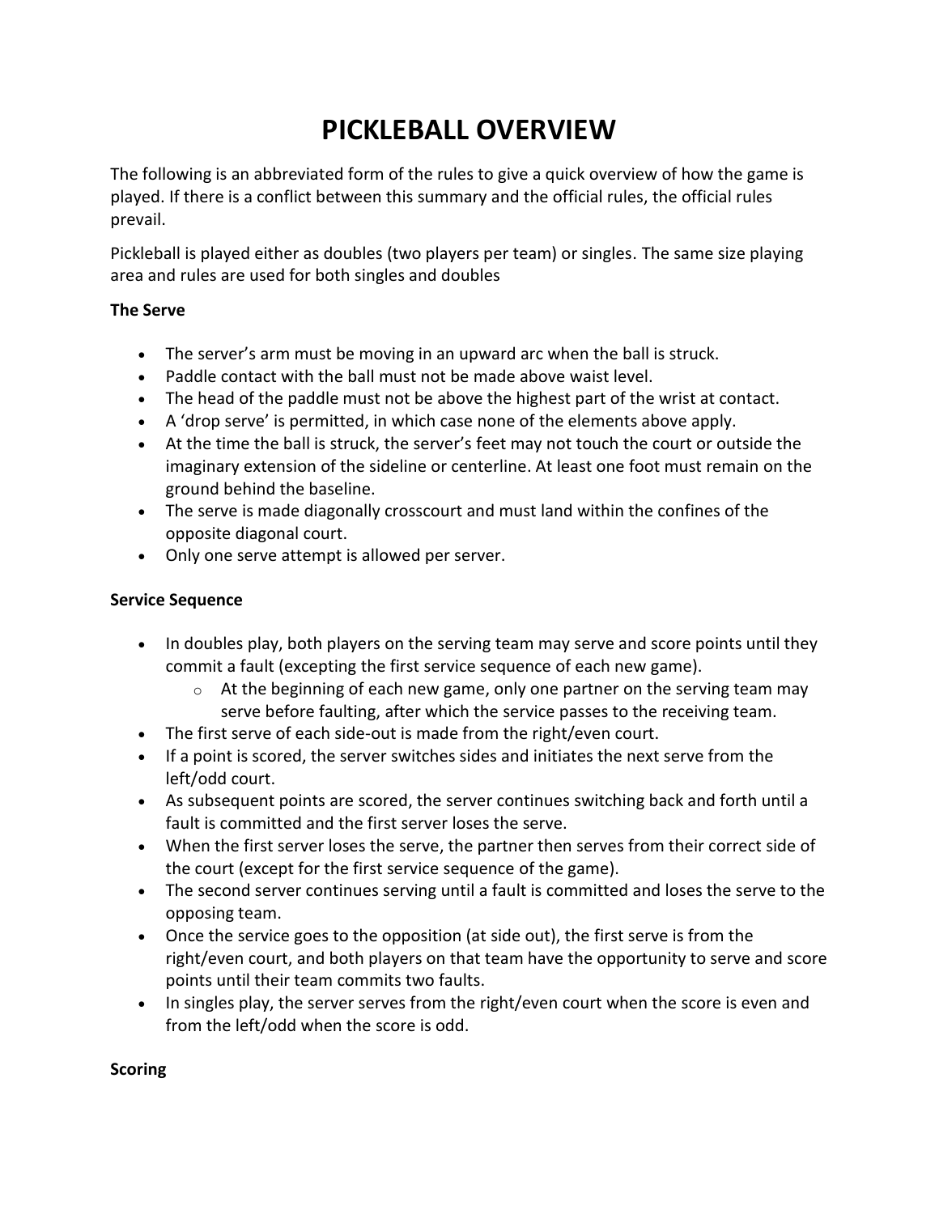# PICKLEBALL OVERVIEW

The following is an abbreviated form of the rules to give a quick overview of how the game is played. If there is a conflict between this summary and the official rules, the official rules prevail.

Pickleball is played either as doubles (two players per team) or singles. The same size playing area and rules are used for both singles and doubles

**The Serve**

- The server's arm must be moving in an upward arc when the ball is struck.
- Paddle contact with the ball must not be made above waist level.
- The head of the paddle must not be above the highest part of the wrist at contact.
- A 'drop serve' is permitted, in which case none of the elements above apply.
- At the time the ball is struck, the server's feet may not touch the court or outside the imaginary extension of the sideline or centerline. At least one foot must remain on the ground behind the baseline.
- The serve is made diagonally crosscourt and must land within the confines of the opposite diagonal court.
- Only one serve attempt is allowed per server.

**Service Sequence**

- In doubles play, both players on the serving team may serve and score points until they commit a fault (excepting the first service sequence of each new game).
    - At the beginning of each new game, only one partner on the serving team may serve before faulting, after which the service passes to the receiving team.
- The first serve of each side-out is made from the right/even court.
- If a point is scored, the server switches sides and initiates the next serve from the left/odd court.
- As subsequent points are scored, the server continues switching back and forth until a fault is committed and the first server loses the serve.
- When the first server loses the serve, the partner then serves from their correct side of the court (except for the first service sequence of the game).
- The second server continues serving until a fault is committed and loses the serve to the opposing team.
- Once the service goes to the opposition (at side out), the first serve is from the right/even court, and both players on that team have the opportunity to serve and score points until their team commits two faults.
- In singles play, the server serves from the right/even court when the score is even and from the left/odd when the score is odd.

**Scoring**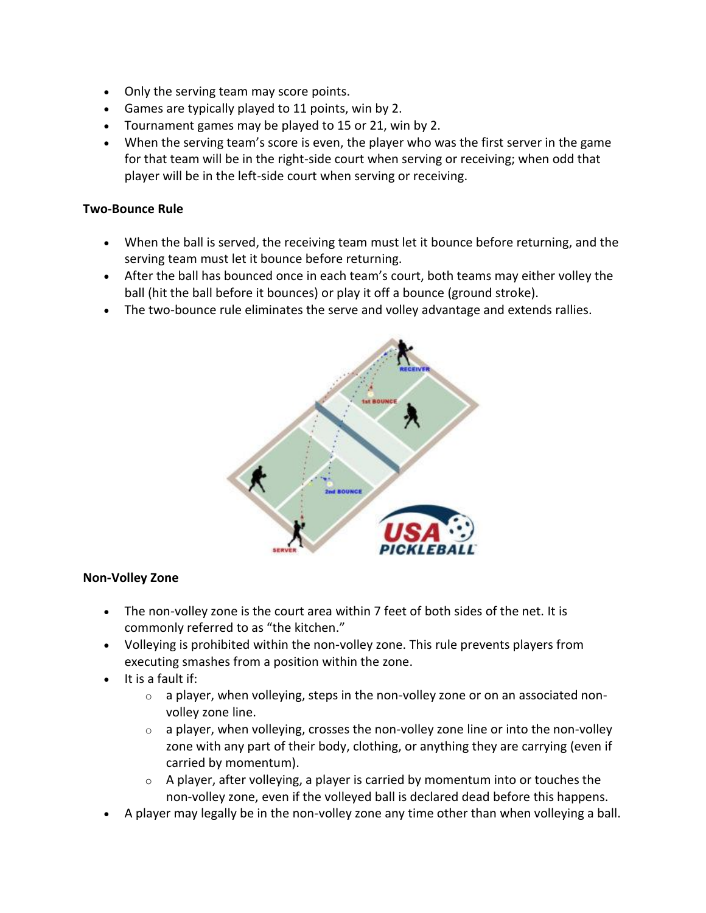- Only the serving team may score points.
- Games are typically played to 11 points, win by 2.
- Tournament games may be played to 15 or 21, win by 2.
- When the serving team's score is even, the player who was the first server in the game for that team will be in the right-side court when serving or receiving; when odd that player will be in the left-side court when serving or receiving.

**Two-Bounce Rule**

- When the ball is served, the receiving team must let it bounce before returning, and the serving team must let it bounce before returning.
- After the ball has bounced once in each team's court, both teams may either volley the ball (hit the ball before it bounces) or play it off a bounce (ground stroke).
- The two-bounce rule eliminates the serve and volley advantage and extends rallies.

**Non-Volley Zone**

- The non-volley zone is the court area within 7 feet of both sides of the net. It is commonly referred to as "the kitchen."
- Volleying is prohibited within the non-volley zone. This rule prevents players from executing smashes from a position within the zone.
- It is a fault if:
  - a player, when volleying, steps in the non-volley zone or on an associated non-volley zone line.
  - a player, when volleying, crosses the non-volley zone line or into the non-volley zone with any part of their body, clothing, or anything they are carrying (even if carried by momentum).
  - A player, after volleying, a player is carried by momentum into or touches the non-volley zone, even if the volleyed ball is declared dead before this happens.
- A player may legally be in the non-volley zone any time other than when volleying a ball.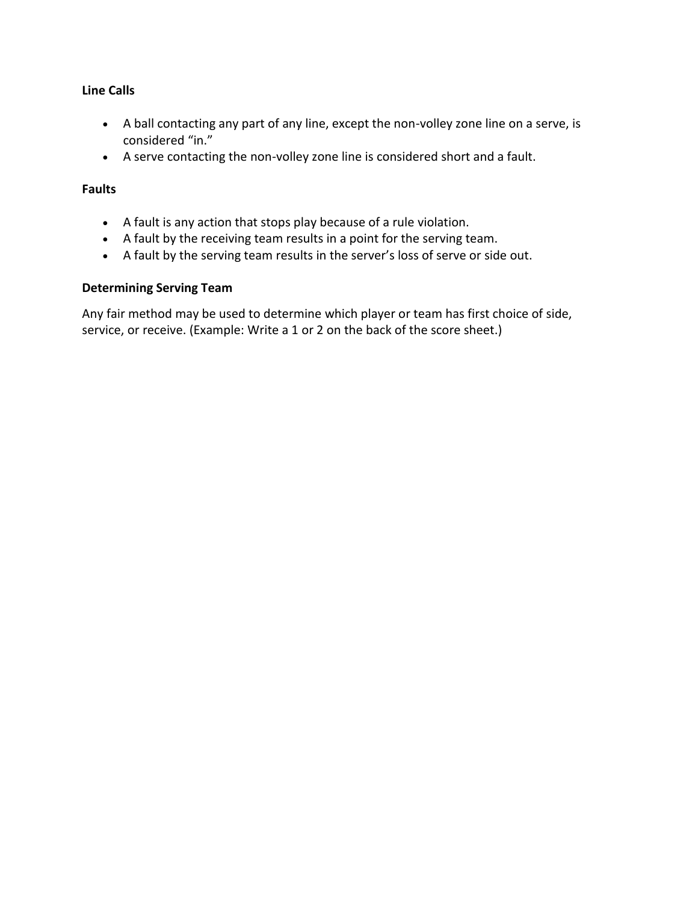**Line Calls**

- A ball contacting any part of any line, except the non-volley zone line on a serve, is considered “in.”
- A serve contacting the non-volley zone line is considered short and a fault.

**Faults**

- A fault is any action that stops play because of a rule violation.
- A fault by the receiving team results in a point for the serving team.
- A fault by the serving team results in the server’s loss of serve or side out.

**Determining Serving Team**

Any fair method may be used to determine which player or team has first choice of side, service, or receive. (Example: Write a 1 or 2 on the back of the score sheet.)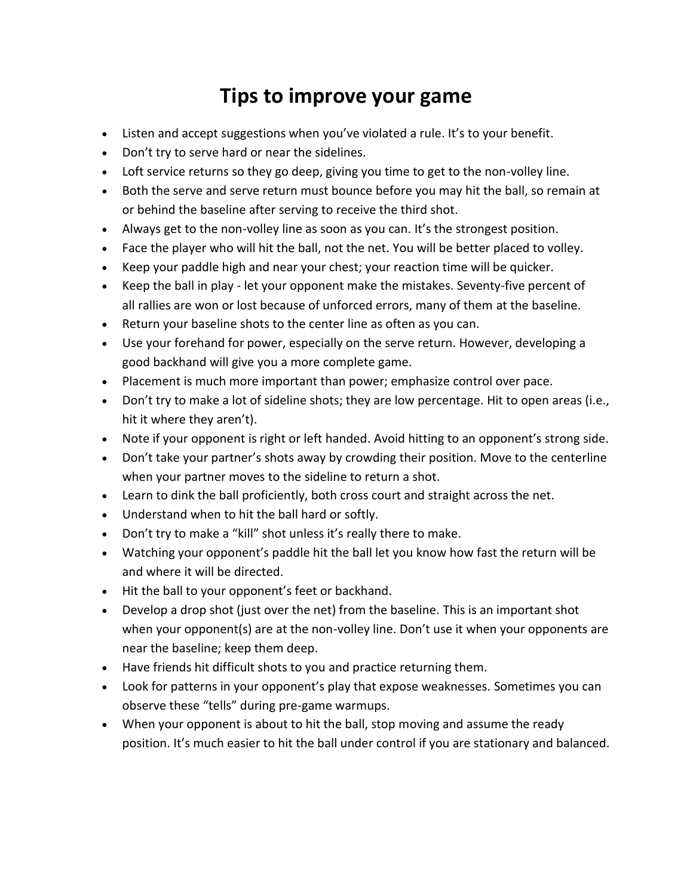# Tips to improve your game

- Listen and accept suggestions when you've violated a rule. It's to your benefit.
- Don't try to serve hard or near the sidelines.
- Loft service returns so they go deep, giving you time to get to the non-volley line.
- Both the serve and serve return must bounce before you may hit the ball, so remain at or behind the baseline after serving to receive the third shot.
- Always get to the non-volley line as soon as you can. It's the strongest position.
- Face the player who will hit the ball, not the net. You will be better placed to volley.
- Keep your paddle high and near your chest; your reaction time will be quicker.
- Keep the ball in play - let your opponent make the mistakes. Seventy-five percent of all rallies are won or lost because of unforced errors, many of them at the baseline.
- Return your baseline shots to the center line as often as you can.
- Use your forehand for power, especially on the serve return. However, developing a good backhand will give you a more complete game.
- Placement is much more important than power; emphasize control over pace.
- Don't try to make a lot of sideline shots; they are low percentage. Hit to open areas (i.e., hit it where they aren't).
- Note if your opponent is right or left handed. Avoid hitting to an opponent's strong side.
- Don't take your partner's shots away by crowding their position. Move to the centerline when your partner moves to the sideline to return a shot.
- Learn to dink the ball proficiently, both cross court and straight across the net.
- Understand when to hit the ball hard or softly.
- Don't try to make a "kill" shot unless it's really there to make.
- Watching your opponent's paddle hit the ball let you know how fast the return will be and where it will be directed.
- Hit the ball to your opponent's feet or backhand.
- Develop a drop shot (just over the net) from the baseline. This is an important shot when your opponent(s) are at the non-volley line. Don't use it when your opponents are near the baseline; keep them deep.
- Have friends hit difficult shots to you and practice returning them.
- Look for patterns in your opponent's play that expose weaknesses. Sometimes you can observe these "tells" during pre-game warmups.
- When your opponent is about to hit the ball, stop moving and assume the ready position. It's much easier to hit the ball under control if you are stationary and balanced.